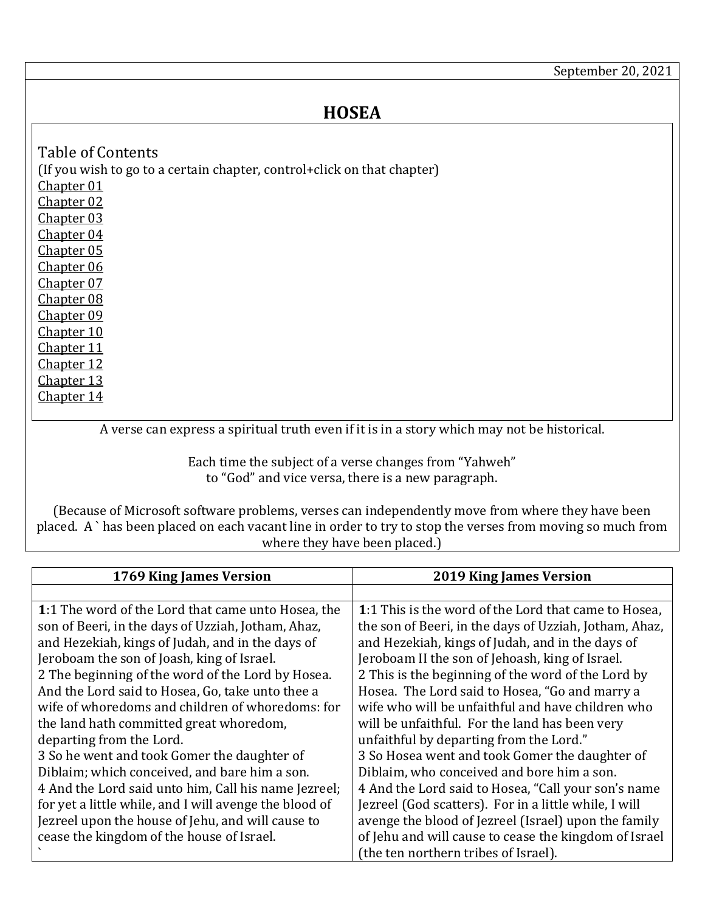September 20, 2021

# HOSEA

Table of Contents
(If you wish to go to a certain chapter, control+click on that chapter)
Chapter 01
Chapter 02
Chapter 03
Chapter 04
Chapter 05
Chapter 06
Chapter 07
Chapter 08
Chapter 09
Chapter 10
Chapter 11
Chapter 12
Chapter 13
Chapter 14

A verse can express a spiritual truth even if it is in a story which may not be historical.

Each time the subject of a verse changes from "Yahweh" to "God" and vice versa, there is a new paragraph.

(Because of Microsoft software problems, verses can independently move from where they have been placed. A ` has been placed on each vacant line in order to try to stop the verses from moving so much from where they have been placed.)

| 1769 King James Version | 2019 King James Version |
|---|---|
| | |
| **1**:1 The word of the Lord that came unto Hosea, the son of Beeri, in the days of Uzziah, Jotham, Ahaz, and Hezekiah, kings of Judah, and in the days of Jeroboam the son of Joash, king of Israel.<br>2 The beginning of the word of the Lord by Hosea. And the Lord said to Hosea, Go, take unto thee a wife of whoredoms and children of whoredoms: for the land hath committed great whoredom, departing from the Lord.<br>3 So he went and took Gomer the daughter of Diblaim; which conceived, and bare him a son.<br>4 And the Lord said unto him, Call his name Jezreel; for yet a little while, and I will avenge the blood of Jezreel upon the house of Jehu, and will cause to cease the kingdom of the house of Israel.<br>` | **1**:1 This is the word of the Lord that came to Hosea, the son of Beeri, in the days of Uzziah, Jotham, Ahaz, and Hezekiah, kings of Judah, and in the days of Jeroboam II the son of Jehoash, king of Israel.<br>2 This is the beginning of the word of the Lord by Hosea. The Lord said to Hosea, "Go and marry a wife who will be unfaithful and have children who will be unfaithful. For the land has been very unfaithful by departing from the Lord."<br>3 So Hosea went and took Gomer the daughter of Diblaim, who conceived and bore him a son.<br>4 And the Lord said to Hosea, "Call your son's name Jezreel (God scatters). For in a little while, I will avenge the blood of Jezreel (Israel) upon the family of Jehu and will cause to cease the kingdom of Israel (the ten northern tribes of Israel). |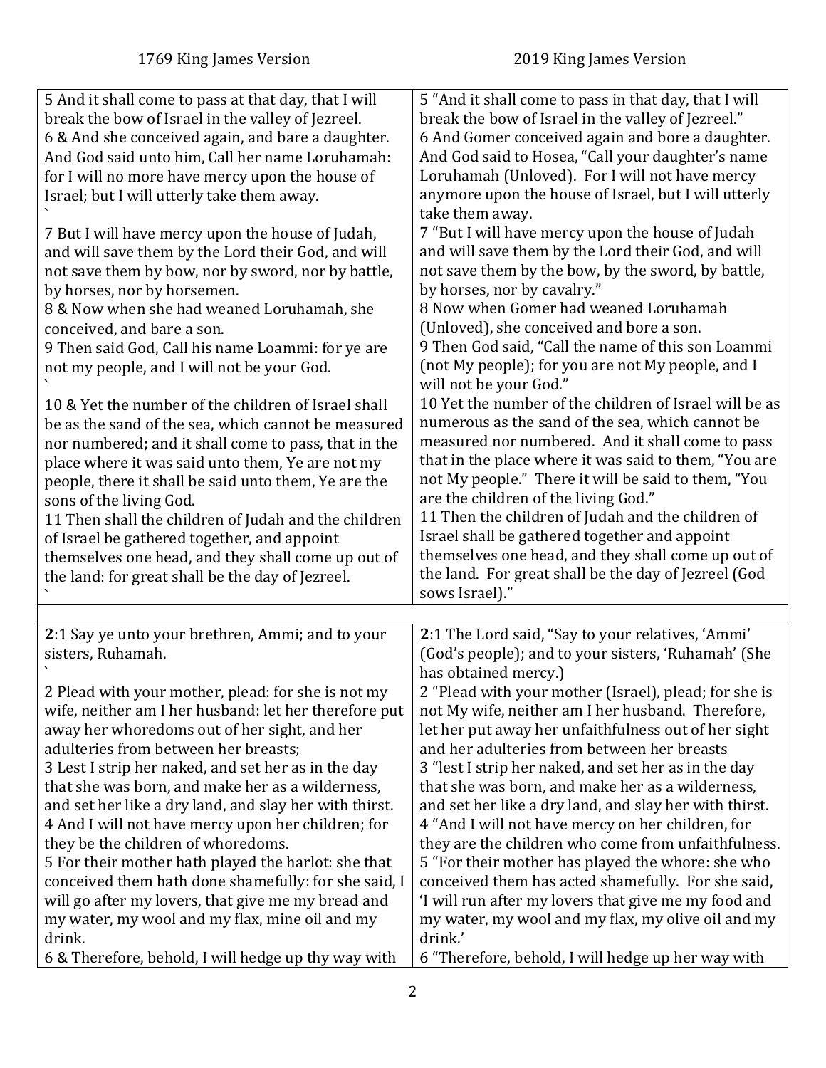| 1769 King James Version | 2019 King James Version |
|---|---|
| 5 And it shall come to pass at that day, that I will break the bow of Israel in the valley of Jezreel.<br>6 & And she conceived again, and bare a daughter. And God said unto him, Call her name Loruhamah: for I will no more have mercy upon the house of Israel; but I will utterly take them away.<br>`<br>7 But I will have mercy upon the house of Judah, and will save them by the Lord their God, and will not save them by bow, nor by sword, nor by battle, by horses, nor by horsemen.<br>8 & Now when she had weaned Loruhamah, she conceived, and bare a son.<br>9 Then said God, Call his name Loammi: for ye are not my people, and I will not be your God.<br>`<br>10 & Yet the number of the children of Israel shall be as the sand of the sea, which cannot be measured nor numbered; and it shall come to pass, that in the place where it was said unto them, Ye are not my people, there it shall be said unto them, Ye are the sons of the living God.<br>11 Then shall the children of Judah and the children of Israel be gathered together, and appoint themselves one head, and they shall come up out of the land: for great shall be the day of Jezreel.<br>` | 5 "And it shall come to pass in that day, that I will break the bow of Israel in the valley of Jezreel."<br>6 And Gomer conceived again and bore a daughter. And God said to Hosea, "Call your daughter's name Loruhamah (Unloved). For I will not have mercy anymore upon the house of Israel, but I will utterly take them away.<br>7 "But I will have mercy upon the house of Judah and will save them by the Lord their God, and will not save them by the bow, by the sword, by battle, by horses, nor by cavalry."<br>8 Now when Gomer had weaned Loruhamah (Unloved), she conceived and bore a son.<br>9 Then God said, "Call the name of this son Loammi (not My people); for you are not My people, and I will not be your God."<br>10 Yet the number of the children of Israel will be as numerous as the sand of the sea, which cannot be measured nor numbered. And it shall come to pass that in the place where it was said to them, "You are not My people." There it will be said to them, "You are the children of the living God."<br>11 Then the children of Judah and the children of Israel shall be gathered together and appoint themselves one head, and they shall come up out of the land. For great shall be the day of Jezreel (God sows Israel)." |
| | |
| **2**:1 Say ye unto your brethren, Ammi; and to your sisters, Ruhamah.<br>`<br>2 Plead with your mother, plead: for she is not my wife, neither am I her husband: let her therefore put away her whoredoms out of her sight, and her adulteries from between her breasts;<br>3 Lest I strip her naked, and set her as in the day that she was born, and make her as a wilderness, and set her like a dry land, and slay her with thirst.<br>4 And I will not have mercy upon her children; for they be the children of whoredoms.<br>5 For their mother hath played the harlot: she that conceived them hath done shamefully: for she said, I will go after my lovers, that give me my bread and my water, my wool and my flax, mine oil and my drink.<br>6 & Therefore, behold, I will hedge up thy way with | **2**:1 The Lord said, "Say to your relatives, 'Ammi' (God's people); and to your sisters, 'Ruhamah' (She has obtained mercy.)<br>2 "Plead with your mother (Israel), plead; for she is not My wife, neither am I her husband. Therefore, let her put away her unfaithfulness out of her sight and her adulteries from between her breasts<br>3 "lest I strip her naked, and set her as in the day that she was born, and make her as a wilderness, and set her like a dry land, and slay her with thirst.<br>4 "And I will not have mercy on her children, for they are the children who come from unfaithfulness.<br>5 "For their mother has played the whore: she who conceived them has acted shamefully. For she said, 'I will run after my lovers that give me my food and my water, my wool and my flax, my olive oil and my drink.'<br>6 "Therefore, behold, I will hedge up her way with |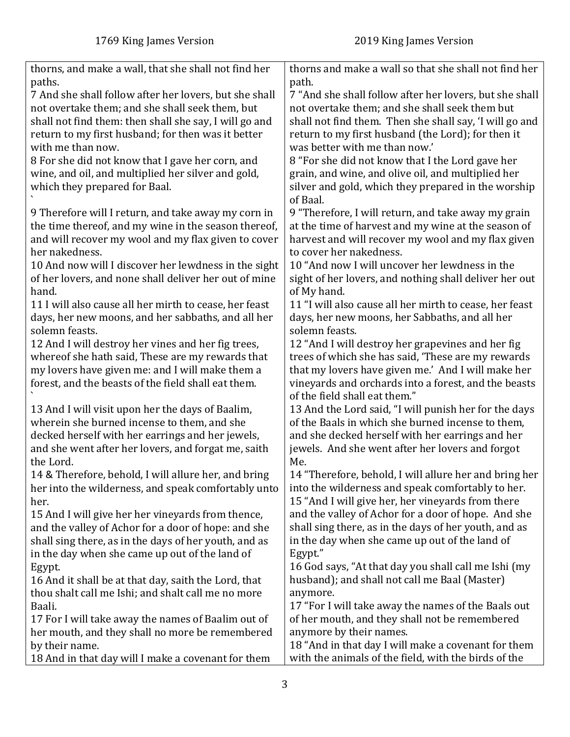| 1769 King James Version | 2019 King James Version |
| --- | --- |
| thorns, and make a wall, that she shall not find her paths. | thorns and make a wall so that she shall not find her path. |
| 7 And she shall follow after her lovers, but she shall not overtake them; and she shall seek them, but shall not find them: then shall she say, I will go and return to my first husband; for then was it better with me than now. | 7 "And she shall follow after her lovers, but she shall not overtake them; and she shall seek them but shall not find them. Then she shall say, 'I will go and return to my first husband (the Lord); for then it was better with me than now.' |
| 8 For she did not know that I gave her corn, and wine, and oil, and multiplied her silver and gold, which they prepared for Baal. ` | 8 "For she did not know that I the Lord gave her grain, and wine, and olive oil, and multiplied her silver and gold, which they prepared in the worship of Baal. |
| 9 Therefore will I return, and take away my corn in the time thereof, and my wine in the season thereof, and will recover my wool and my flax given to cover her nakedness. | 9 "Therefore, I will return, and take away my grain at the time of harvest and my wine at the season of harvest and will recover my wool and my flax given to cover her nakedness. |
| 10 And now will I discover her lewdness in the sight of her lovers, and none shall deliver her out of mine hand. | 10 "And now I will uncover her lewdness in the sight of her lovers, and nothing shall deliver her out of My hand. |
| 11 I will also cause all her mirth to cease, her feast days, her new moons, and her sabbaths, and all her solemn feasts. | 11 "I will also cause all her mirth to cease, her feast days, her new moons, her Sabbaths, and all her solemn feasts. |
| 12 And I will destroy her vines and her fig trees, whereof she hath said, These are my rewards that my lovers have given me: and I will make them a forest, and the beasts of the field shall eat them. ` | 12 "And I will destroy her grapevines and her fig trees of which she has said, 'These are my rewards that my lovers have given me.' And I will make her vineyards and orchards into a forest, and the beasts of the field shall eat them." |
| 13 And I will visit upon her the days of Baalim, wherein she burned incense to them, and she decked herself with her earrings and her jewels, and she went after her lovers, and forgat me, saith the Lord. | 13 And the Lord said, "I will punish her for the days of the Baals in which she burned incense to them, and she decked herself with her earrings and her jewels. And she went after her lovers and forgot Me. |
| 14 & Therefore, behold, I will allure her, and bring her into the wilderness, and speak comfortably unto her. | 14 "Therefore, behold, I will allure her and bring her into the wilderness and speak comfortably to her. |
| 15 And I will give her her vineyards from thence, and the valley of Achor for a door of hope: and she shall sing there, as in the days of her youth, and as in the day when she came up out of the land of Egypt. | 15 "And I will give her, her vineyards from there and the valley of Achor for a door of hope. And she shall sing there, as in the days of her youth, and as in the day when she came up out of the land of Egypt." |
| 16 And it shall be at that day, saith the Lord, that thou shalt call me Ishi; and shalt call me no more Baali. | 16 God says, "At that day you shall call me Ishi (my husband); and shall not call me Baal (Master) anymore. |
| 17 For I will take away the names of Baalim out of her mouth, and they shall no more be remembered by their name. | 17 "For I will take away the names of the Baals out of her mouth, and they shall not be remembered anymore by their names. |
| 18 And in that day will I make a covenant for them | 18 "And in that day I will make a covenant for them with the animals of the field, with the birds of the |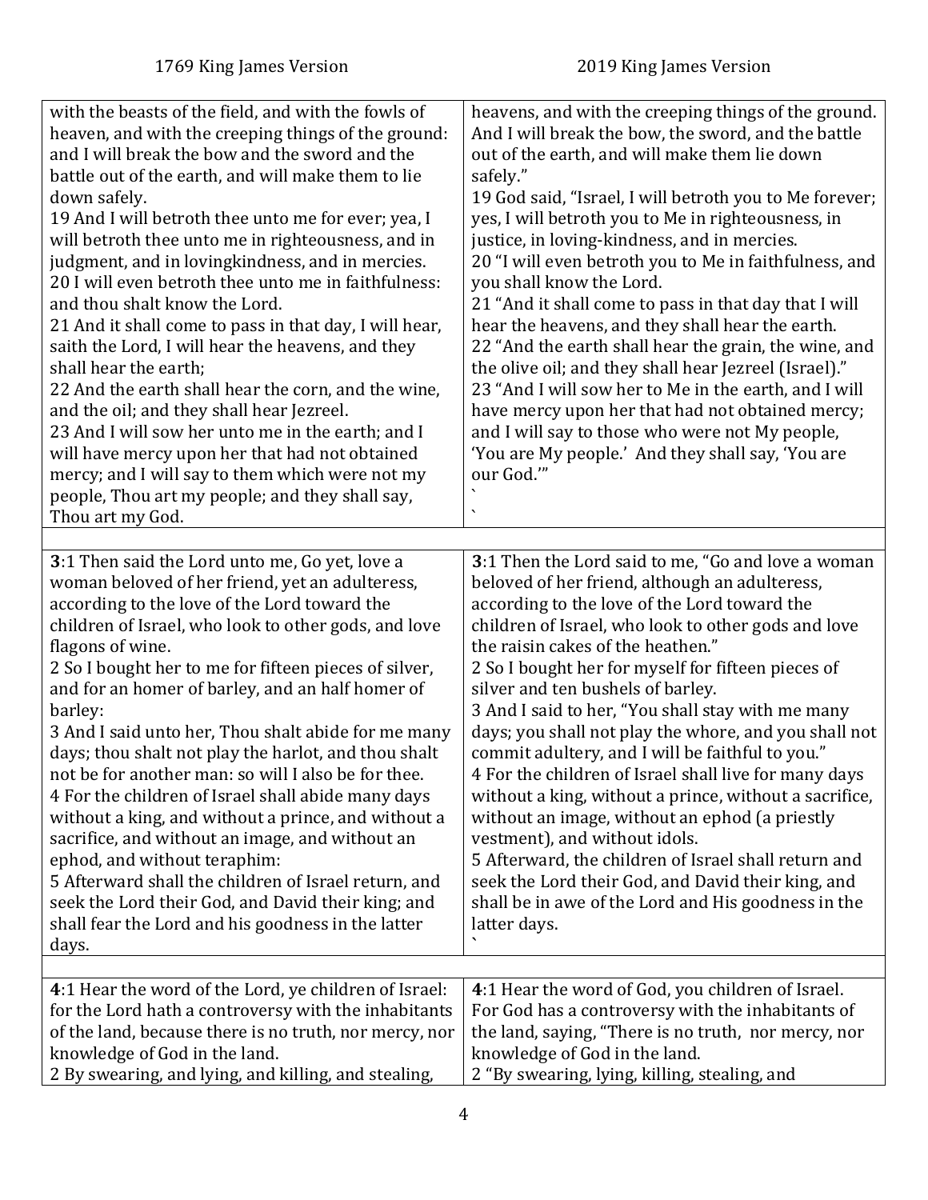| 1769 King James Version | 2019 King James Version |
|---|---|
| with the beasts of the field, and with the fowls of heaven, and with the creeping things of the ground: and I will break the bow and the sword and the battle out of the earth, and will make them to lie down safely.<br>19 And I will betroth thee unto me for ever; yea, I will betroth thee unto me in righteousness, and in judgment, and in lovingkindness, and in mercies.<br>20 I will even betroth thee unto me in faithfulness: and thou shalt know the Lord.<br>21 And it shall come to pass in that day, I will hear, saith the Lord, I will hear the heavens, and they shall hear the earth;<br>22 And the earth shall hear the corn, and the wine, and the oil; and they shall hear Jezreel.<br>23 And I will sow her unto me in the earth; and I will have mercy upon her that had not obtained mercy; and I will say to them which were not my people, Thou art my people; and they shall say, Thou art my God. | heavens, and with the creeping things of the ground. And I will break the bow, the sword, and the battle out of the earth, and will make them lie down safely."<br>19 God said, "Israel, I will betroth you to Me forever; yes, I will betroth you to Me in righteousness, in justice, in loving-kindness, and in mercies.<br>20 "I will even betroth you to Me in faithfulness, and you shall know the Lord.<br>21 "And it shall come to pass in that day that I will hear the heavens, and they shall hear the earth.<br>22 "And the earth shall hear the grain, the wine, and the olive oil; and they shall hear Jezreel (Israel)."<br>23 "And I will sow her to Me in the earth, and I will have mercy upon her that had not obtained mercy; and I will say to those who were not My people, 'You are My people.' And they shall say, 'You are our God.'"<br>`<br>` |
| | |
| **3**:1 Then said the Lord unto me, Go yet, love a woman beloved of her friend, yet an adulteress, according to the love of the Lord toward the children of Israel, who look to other gods, and love flagons of wine.<br>2 So I bought her to me for fifteen pieces of silver, and for an homer of barley, and an half homer of barley:<br>3 And I said unto her, Thou shalt abide for me many days; thou shalt not play the harlot, and thou shalt not be for another man: so will I also be for thee.<br>4 For the children of Israel shall abide many days without a king, and without a prince, and without a sacrifice, and without an image, and without an ephod, and without teraphim:<br>5 Afterward shall the children of Israel return, and seek the Lord their God, and David their king; and shall fear the Lord and his goodness in the latter days. | **3**:1 Then the Lord said to me, "Go and love a woman beloved of her friend, although an adulteress, according to the love of the Lord toward the children of Israel, who look to other gods and love the raisin cakes of the heathen."<br>2 So I bought her for myself for fifteen pieces of silver and ten bushels of barley.<br>3 And I said to her, "You shall stay with me many days; you shall not play the whore, and you shall not commit adultery, and I will be faithful to you."<br>4 For the children of Israel shall live for many days without a king, without a prince, without a sacrifice, without an image, without an ephod (a priestly vestment), and without idols.<br>5 Afterward, the children of Israel shall return and seek the Lord their God, and David their king, and shall be in awe of the Lord and His goodness in the latter days.<br>` |
| | |
| **4**:1 Hear the word of the Lord, ye children of Israel: for the Lord hath a controversy with the inhabitants of the land, because there is no truth, nor mercy, nor knowledge of God in the land.<br>2 By swearing, and lying, and killing, and stealing, | **4**:1 Hear the word of God, you children of Israel. For God has a controversy with the inhabitants of the land, saying, "There is no truth, nor mercy, nor knowledge of God in the land.<br>2 "By swearing, lying, killing, stealing, and |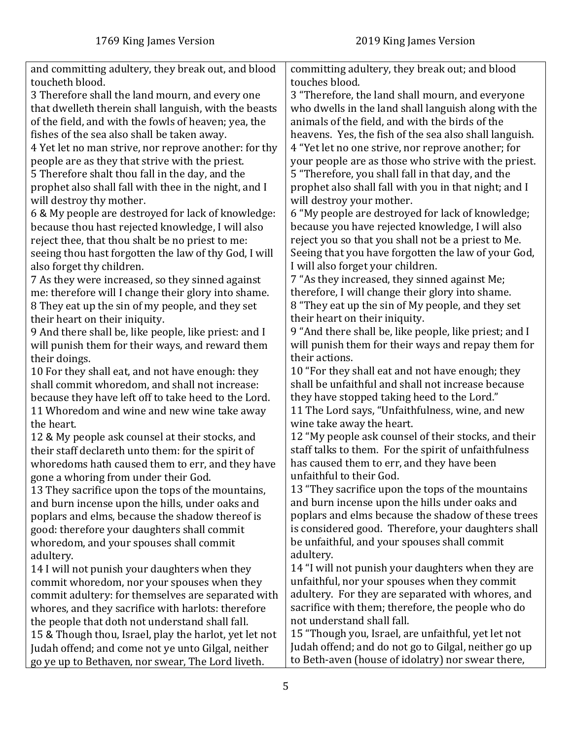| 1769 King James Version | 2019 King James Version |
| --- | --- |
| and committing adultery, they break out, and blood toucheth blood. | committing adultery, they break out; and blood touches blood. |
| 3 Therefore shall the land mourn, and every one that dwelleth therein shall languish, with the beasts of the field, and with the fowls of heaven; yea, the fishes of the sea also shall be taken away. | 3 "Therefore, the land shall mourn, and everyone who dwells in the land shall languish along with the animals of the field, and with the birds of the heavens. Yes, the fish of the sea also shall languish. |
| 4 Yet let no man strive, nor reprove another: for thy people are as they that strive with the priest. | 4 "Yet let no one strive, nor reprove another; for your people are as those who strive with the priest. |
| 5 Therefore shalt thou fall in the day, and the prophet also shall fall with thee in the night, and I will destroy thy mother. | 5 "Therefore, you shall fall in that day, and the prophet also shall fall with you in that night; and I will destroy your mother. |
| 6 & My people are destroyed for lack of knowledge: because thou hast rejected knowledge, I will also reject thee, that thou shalt be no priest to me: seeing thou hast forgotten the law of thy God, I will also forget thy children. | 6 "My people are destroyed for lack of knowledge; because you have rejected knowledge, I will also reject you so that you shall not be a priest to Me. Seeing that you have forgotten the law of your God, I will also forget your children. |
| 7 As they were increased, so they sinned against me: therefore will I change their glory into shame. | 7 "As they increased, they sinned against Me; therefore, I will change their glory into shame. |
| 8 They eat up the sin of my people, and they set their heart on their iniquity. | 8 "They eat up the sin of My people, and they set their heart on their iniquity. |
| 9 And there shall be, like people, like priest: and I will punish them for their ways, and reward them their doings. | 9 "And there shall be, like people, like priest; and I will punish them for their ways and repay them for their actions. |
| 10 For they shall eat, and not have enough: they shall commit whoredom, and shall not increase: because they have left off to take heed to the Lord. | 10 "For they shall eat and not have enough; they shall be unfaithful and shall not increase because they have stopped taking heed to the Lord." |
| 11 Whoredom and wine and new wine take away the heart. | 11 The Lord says, "Unfaithfulness, wine, and new wine take away the heart. |
| 12 & My people ask counsel at their stocks, and their staff declareth unto them: for the spirit of whoredoms hath caused them to err, and they have gone a whoring from under their God. | 12 "My people ask counsel of their stocks, and their staff talks to them. For the spirit of unfaithfulness has caused them to err, and they have been unfaithful to their God. |
| 13 They sacrifice upon the tops of the mountains, and burn incense upon the hills, under oaks and poplars and elms, because the shadow thereof is good: therefore your daughters shall commit whoredom, and your spouses shall commit adultery. | 13 "They sacrifice upon the tops of the mountains and burn incense upon the hills under oaks and poplars and elms because the shadow of these trees is considered good. Therefore, your daughters shall be unfaithful, and your spouses shall commit adultery. |
| 14 I will not punish your daughters when they commit whoredom, nor your spouses when they commit adultery: for themselves are separated with whores, and they sacrifice with harlots: therefore the people that doth not understand shall fall. | 14 "I will not punish your daughters when they are unfaithful, nor your spouses when they commit adultery. For they are separated with whores, and sacrifice with them; therefore, the people who do not understand shall fall. |
| 15 & Though thou, Israel, play the harlot, yet let not Judah offend; and come not ye unto Gilgal, neither go ye up to Bethaven, nor swear, The Lord liveth. | 15 "Though you, Israel, are unfaithful, yet let not Judah offend; and do not go to Gilgal, neither go up to Beth-aven (house of idolatry) nor swear there, |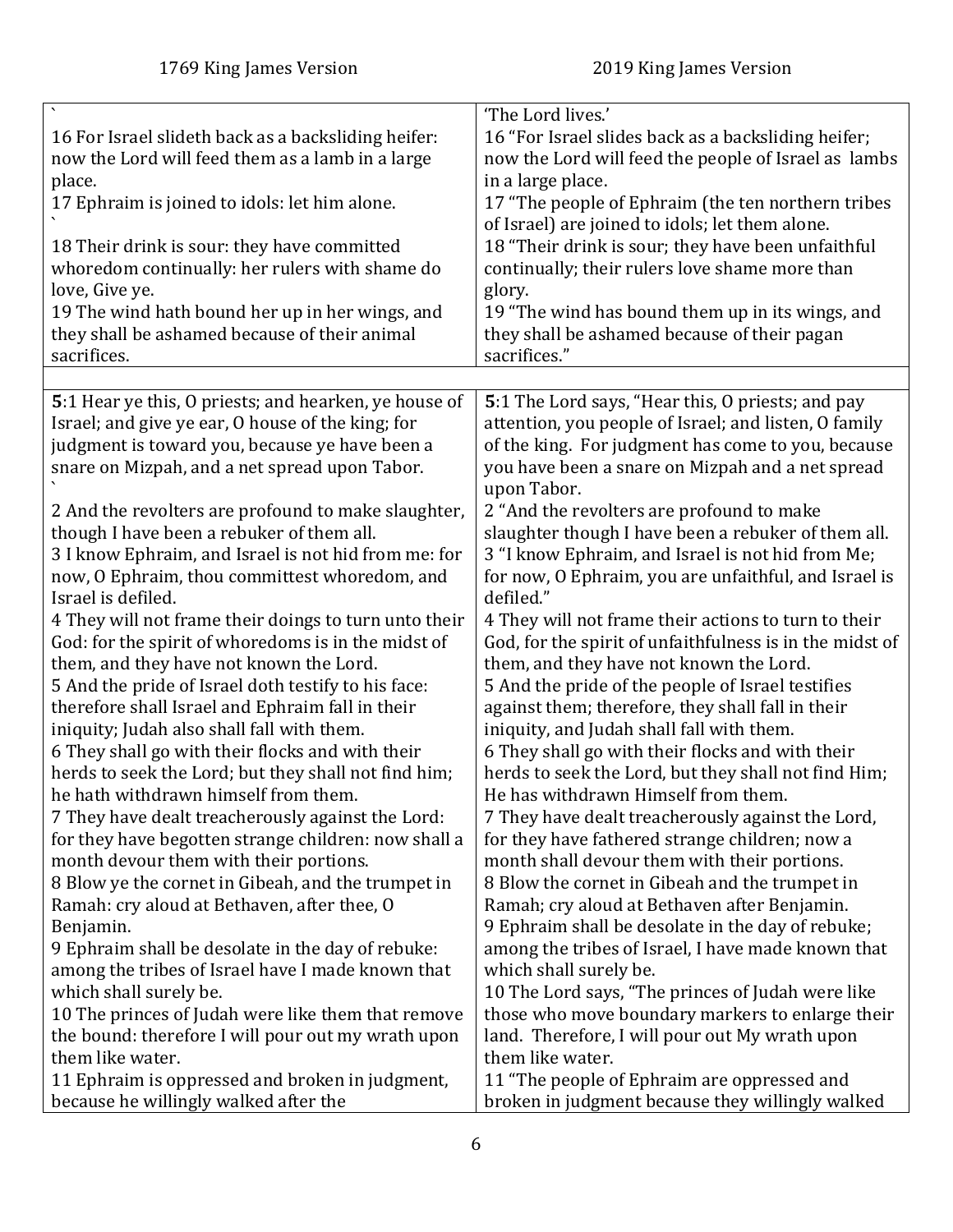| 1769 King James Version | 2019 King James Version |
|---|---|
| ` | 'The Lord lives.' |
| 16 For Israel slideth back as a backsliding heifer: now the Lord will feed them as a lamb in a large place. | 16 "For Israel slides back as a backsliding heifer; now the Lord will feed the people of Israel as lambs in a large place. |
| 17 Ephraim is joined to idols: let him alone. ` | 17 "The people of Ephraim (the ten northern tribes of Israel) are joined to idols; let them alone. |
| 18 Their drink is sour: they have committed whoredom continually: her rulers with shame do love, Give ye. | 18 "Their drink is sour; they have been unfaithful continually; their rulers love shame more than glory. |
| 19 The wind hath bound her up in her wings, and they shall be ashamed because of their animal sacrifices. | 19 "The wind has bound them up in its wings, and they shall be ashamed because of their pagan sacrifices." |
| | |
| **5**:1 Hear ye this, O priests; and hearken, ye house of Israel; and give ye ear, O house of the king; for judgment is toward you, because ye have been a snare on Mizpah, and a net spread upon Tabor. ` | **5**:1 The Lord says, "Hear this, O priests; and pay attention, you people of Israel; and listen, O family of the king. For judgment has come to you, because you have been a snare on Mizpah and a net spread upon Tabor. |
| 2 And the revolters are profound to make slaughter, though I have been a rebuker of them all. | 2 "And the revolters are profound to make slaughter though I have been a rebuker of them all. |
| 3 I know Ephraim, and Israel is not hid from me: for now, O Ephraim, thou committest whoredom, and Israel is defiled. | 3 "I know Ephraim, and Israel is not hid from Me; for now, O Ephraim, you are unfaithful, and Israel is defiled." |
| 4 They will not frame their doings to turn unto their God: for the spirit of whoredoms is in the midst of them, and they have not known the Lord. | 4 They will not frame their actions to turn to their God, for the spirit of unfaithfulness is in the midst of them, and they have not known the Lord. |
| 5 And the pride of Israel doth testify to his face: therefore shall Israel and Ephraim fall in their iniquity; Judah also shall fall with them. | 5 And the pride of the people of Israel testifies against them; therefore, they shall fall in their iniquity, and Judah shall fall with them. |
| 6 They shall go with their flocks and with their herds to seek the Lord; but they shall not find him; he hath withdrawn himself from them. | 6 They shall go with their flocks and with their herds to seek the Lord, but they shall not find Him; He has withdrawn Himself from them. |
| 7 They have dealt treacherously against the Lord: for they have begotten strange children: now shall a month devour them with their portions. | 7 They have dealt treacherously against the Lord, for they have fathered strange children; now a month shall devour them with their portions. |
| 8 Blow ye the cornet in Gibeah, and the trumpet in Ramah: cry aloud at Bethaven, after thee, O Benjamin. | 8 Blow the cornet in Gibeah and the trumpet in Ramah; cry aloud at Bethaven after Benjamin. |
| 9 Ephraim shall be desolate in the day of rebuke: among the tribes of Israel have I made known that which shall surely be. | 9 Ephraim shall be desolate in the day of rebuke; among the tribes of Israel, I have made known that which shall surely be. |
| 10 The princes of Judah were like them that remove the bound: therefore I will pour out my wrath upon them like water. | 10 The Lord says, "The princes of Judah were like those who move boundary markers to enlarge their land. Therefore, I will pour out My wrath upon them like water. |
| 11 Ephraim is oppressed and broken in judgment, because he willingly walked after the | 11 "The people of Ephraim are oppressed and broken in judgment because they willingly walked |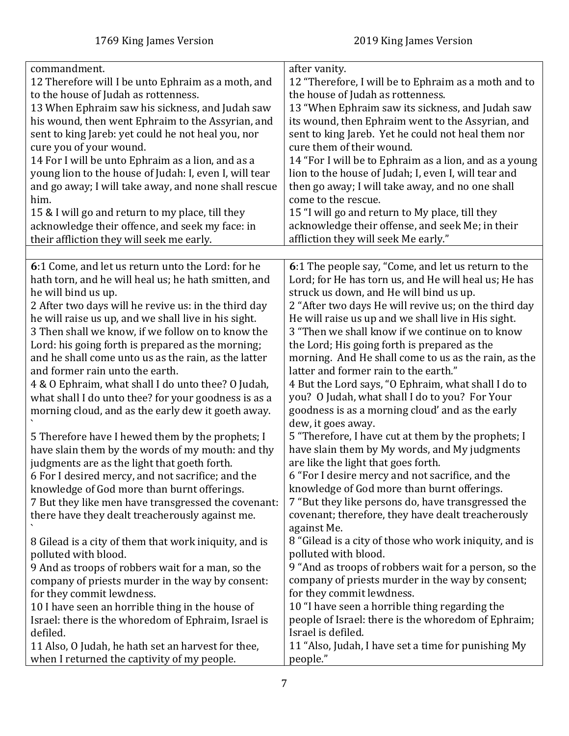| 1769 King James Version | 2019 King James Version |
| --- | --- |
| commandment.<br>12 Therefore will I be unto Ephraim as a moth, and to the house of Judah as rottenness.<br>13 When Ephraim saw his sickness, and Judah saw his wound, then went Ephraim to the Assyrian, and sent to king Jareb: yet could he not heal you, nor cure you of your wound.<br>14 For I will be unto Ephraim as a lion, and as a young lion to the house of Judah: I, even I, will tear and go away; I will take away, and none shall rescue him.<br>15 & I will go and return to my place, till they acknowledge their offence, and seek my face: in their affliction they will seek me early. | after vanity.<br>12 "Therefore, I will be to Ephraim as a moth and to the house of Judah as rottenness.<br>13 "When Ephraim saw its sickness, and Judah saw its wound, then Ephraim went to the Assyrian, and sent to king Jareb. Yet he could not heal them nor cure them of their wound.<br>14 "For I will be to Ephraim as a lion, and as a young lion to the house of Judah; I, even I, will tear and then go away; I will take away, and no one shall come to the rescue.<br>15 "I will go and return to My place, till they acknowledge their offense, and seek Me; in their affliction they will seek Me early." |
| | |
| **6**:1 Come, and let us return unto the Lord: for he hath torn, and he will heal us; he hath smitten, and he will bind us up.<br>2 After two days will he revive us: in the third day he will raise us up, and we shall live in his sight.<br>3 Then shall we know, if we follow on to know the Lord: his going forth is prepared as the morning; and he shall come unto us as the rain, as the latter and former rain unto the earth.<br>4 & O Ephraim, what shall I do unto thee? O Judah, what shall I do unto thee? for your goodness is as a morning cloud, and as the early dew it goeth away.<br>`<br>5 Therefore have I hewed them by the prophets; I have slain them by the words of my mouth: and thy judgments are as the light that goeth forth.<br>6 For I desired mercy, and not sacrifice; and the knowledge of God more than burnt offerings.<br>7 But they like men have transgressed the covenant: there have they dealt treacherously against me.<br>`<br>8 Gilead is a city of them that work iniquity, and is polluted with blood.<br>9 And as troops of robbers wait for a man, so the company of priests murder in the way by consent: for they commit lewdness.<br>10 I have seen an horrible thing in the house of Israel: there is the whoredom of Ephraim, Israel is defiled.<br>11 Also, O Judah, he hath set an harvest for thee, when I returned the captivity of my people. | **6**:1 The people say, "Come, and let us return to the Lord; for He has torn us, and He will heal us; He has struck us down, and He will bind us up.<br>2 "After two days He will revive us; on the third day He will raise us up and we shall live in His sight.<br>3 "Then we shall know if we continue on to know the Lord; His going forth is prepared as the morning. And He shall come to us as the rain, as the latter and former rain to the earth."<br>4 But the Lord says, "O Ephraim, what shall I do to you? O Judah, what shall I do to you? For Your goodness is as a morning cloud' and as the early dew, it goes away.<br>5 "Therefore, I have cut at them by the prophets; I have slain them by My words, and My judgments are like the light that goes forth.<br>6 "For I desire mercy and not sacrifice, and the knowledge of God more than burnt offerings.<br>7 "But they like persons do, have transgressed the covenant; therefore, they have dealt treacherously against Me.<br>8 "Gilead is a city of those who work iniquity, and is polluted with blood.<br>9 "And as troops of robbers wait for a person, so the company of priests murder in the way by consent; for they commit lewdness.<br>10 "I have seen a horrible thing regarding the people of Israel: there is the whoredom of Ephraim; Israel is defiled.<br>11 "Also, Judah, I have set a time for punishing My people." |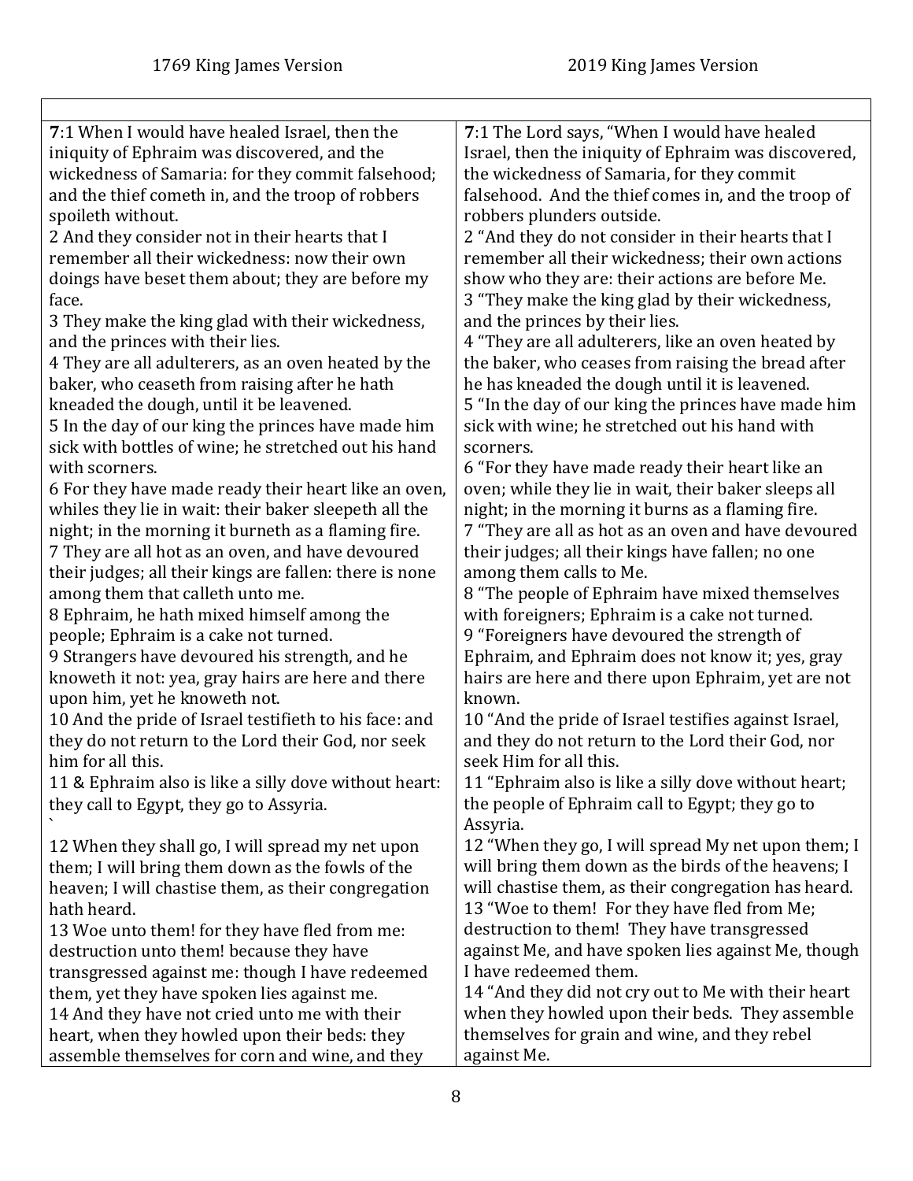| 1769 King James Version | 2019 King James Version |
| --- | --- |
| **7**:1 When I would have healed Israel, then the iniquity of Ephraim was discovered, and the wickedness of Samaria: for they commit falsehood; and the thief cometh in, and the troop of robbers spoileth without.<br>2 And they consider not in their hearts that I remember all their wickedness: now their own doings have beset them about; they are before my face.<br>3 They make the king glad with their wickedness, and the princes with their lies.<br>4 They are all adulterers, as an oven heated by the baker, who ceaseth from raising after he hath kneaded the dough, until it be leavened.<br>5 In the day of our king the princes have made him sick with bottles of wine; he stretched out his hand with scorners.<br>6 For they have made ready their heart like an oven, whiles they lie in wait: their baker sleepeth all the night; in the morning it burneth as a flaming fire.<br>7 They are all hot as an oven, and have devoured their judges; all their kings are fallen: there is none among them that calleth unto me.<br>8 Ephraim, he hath mixed himself among the people; Ephraim is a cake not turned.<br>9 Strangers have devoured his strength, and he knoweth it not: yea, gray hairs are here and there upon him, yet he knoweth not.<br>10 And the pride of Israel testifieth to his face: and they do not return to the Lord their God, nor seek him for all this.<br>11 & Ephraim also is like a silly dove without heart: they call to Egypt, they go to Assyria.<br>`<br>12 When they shall go, I will spread my net upon them; I will bring them down as the fowls of the heaven; I will chastise them, as their congregation hath heard.<br>13 Woe unto them! for they have fled from me: destruction unto them! because they have transgressed against me: though I have redeemed them, yet they have spoken lies against me.<br>14 And they have not cried unto me with their heart, when they howled upon their beds: they assemble themselves for corn and wine, and they | **7**:1 The Lord says, "When I would have healed Israel, then the iniquity of Ephraim was discovered, the wickedness of Samaria, for they commit falsehood. And the thief comes in, and the troop of robbers plunders outside.<br>2 "And they do not consider in their hearts that I remember all their wickedness; their own actions show who they are: their actions are before Me.<br>3 "They make the king glad by their wickedness, and the princes by their lies.<br>4 "They are all adulterers, like an oven heated by the baker, who ceases from raising the bread after he has kneaded the dough until it is leavened.<br>5 "In the day of our king the princes have made him sick with wine; he stretched out his hand with scorners.<br>6 "For they have made ready their heart like an oven; while they lie in wait, their baker sleeps all night; in the morning it burns as a flaming fire.<br>7 "They are all as hot as an oven and have devoured their judges; all their kings have fallen; no one among them calls to Me.<br>8 "The people of Ephraim have mixed themselves with foreigners; Ephraim is a cake not turned.<br>9 "Foreigners have devoured the strength of Ephraim, and Ephraim does not know it; yes, gray hairs are here and there upon Ephraim, yet are not known.<br>10 "And the pride of Israel testifies against Israel, and they do not return to the Lord their God, nor seek Him for all this.<br>11 "Ephraim also is like a silly dove without heart; the people of Ephraim call to Egypt; they go to Assyria.<br>12 "When they go, I will spread My net upon them; I will bring them down as the birds of the heavens; I will chastise them, as their congregation has heard.<br>13 "Woe to them! For they have fled from Me; destruction to them! They have transgressed against Me, and have spoken lies against Me, though I have redeemed them.<br>14 "And they did not cry out to Me with their heart when they howled upon their beds. They assemble themselves for grain and wine, and they rebel against Me. |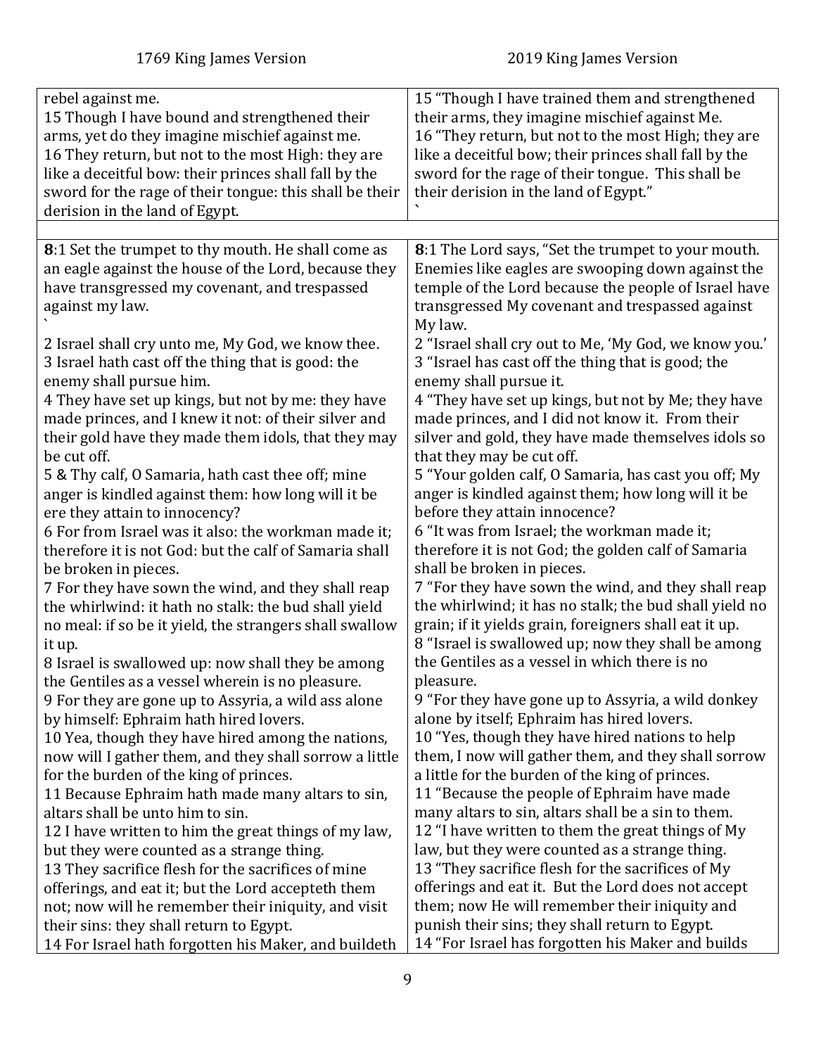| 1769 King James Version | 2019 King James Version |
|---|---|
| rebel against me.<br>15 Though I have bound and strengthened their arms, yet do they imagine mischief against me.<br>16 They return, but not to the most High: they are like a deceitful bow: their princes shall fall by the sword for the rage of their tongue: this shall be their derision in the land of Egypt. | 15 "Though I have trained them and strengthened their arms, they imagine mischief against Me.<br>16 "They return, but not to the most High; they are like a deceitful bow; their princes shall fall by the sword for the rage of their tongue. This shall be their derision in the land of Egypt."<br>` |
| | |
| **8**:1 Set the trumpet to thy mouth. He shall come as an eagle against the house of the Lord, because they have transgressed my covenant, and trespassed against my law.<br>`<br>2 Israel shall cry unto me, My God, we know thee.<br>3 Israel hath cast off the thing that is good: the enemy shall pursue him.<br>4 They have set up kings, but not by me: they have made princes, and I knew it not: of their silver and their gold have they made them idols, that they may be cut off.<br>5 & Thy calf, O Samaria, hath cast thee off; mine anger is kindled against them: how long will it be ere they attain to innocency?<br>6 For from Israel was it also: the workman made it; therefore it is not God: but the calf of Samaria shall be broken in pieces.<br>7 For they have sown the wind, and they shall reap the whirlwind: it hath no stalk: the bud shall yield no meal: if so be it yield, the strangers shall swallow it up.<br>8 Israel is swallowed up: now shall they be among the Gentiles as a vessel wherein is no pleasure.<br>9 For they are gone up to Assyria, a wild ass alone by himself: Ephraim hath hired lovers.<br>10 Yea, though they have hired among the nations, now will I gather them, and they shall sorrow a little for the burden of the king of princes.<br>11 Because Ephraim hath made many altars to sin, altars shall be unto him to sin.<br>12 I have written to him the great things of my law, but they were counted as a strange thing.<br>13 They sacrifice flesh for the sacrifices of mine offerings, and eat it; but the Lord accepteth them not; now will he remember their iniquity, and visit their sins: they shall return to Egypt.<br>14 For Israel hath forgotten his Maker, and buildeth | **8**:1 The Lord says, "Set the trumpet to your mouth. Enemies like eagles are swooping down against the temple of the Lord because the people of Israel have transgressed My covenant and trespassed against My law.<br>2 "Israel shall cry out to Me, 'My God, we know you.'<br>3 "Israel has cast off the thing that is good; the enemy shall pursue it.<br>4 "They have set up kings, but not by Me; they have made princes, and I did not know it. From their silver and gold, they have made themselves idols so that they may be cut off.<br>5 "Your golden calf, O Samaria, has cast you off; My anger is kindled against them; how long will it be before they attain innocence?<br>6 "It was from Israel; the workman made it; therefore it is not God; the golden calf of Samaria shall be broken in pieces.<br>7 "For they have sown the wind, and they shall reap the whirlwind; it has no stalk; the bud shall yield no grain; if it yields grain, foreigners shall eat it up.<br>8 "Israel is swallowed up; now they shall be among the Gentiles as a vessel in which there is no pleasure.<br>9 "For they have gone up to Assyria, a wild donkey alone by itself; Ephraim has hired lovers.<br>10 "Yes, though they have hired nations to help them, I now will gather them, and they shall sorrow a little for the burden of the king of princes.<br>11 "Because the people of Ephraim have made many altars to sin, altars shall be a sin to them.<br>12 "I have written to them the great things of My law, but they were counted as a strange thing.<br>13 "They sacrifice flesh for the sacrifices of My offerings and eat it. But the Lord does not accept them; now He will remember their iniquity and punish their sins; they shall return to Egypt.<br>14 "For Israel has forgotten his Maker and builds |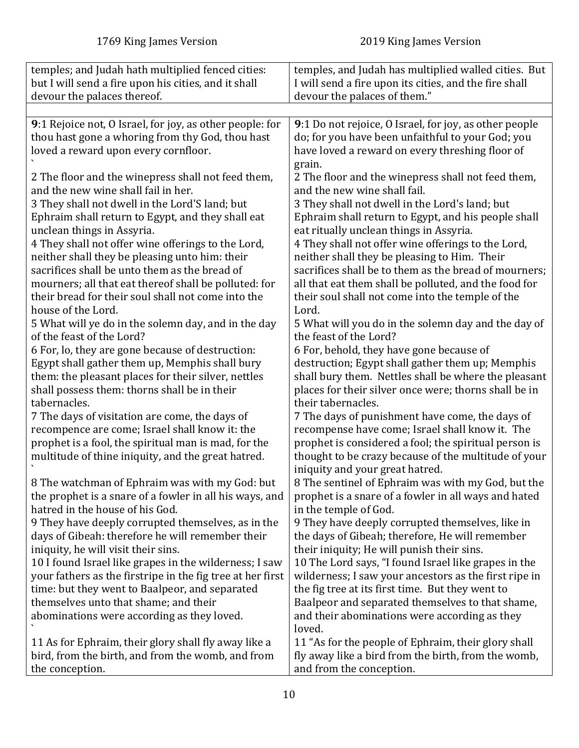| 1769 King James Version | 2019 King James Version |
|---|---|
| temples; and Judah hath multiplied fenced cities: but I will send a fire upon his cities, and it shall devour the palaces thereof. | temples, and Judah has multiplied walled cities. But I will send a fire upon its cities, and the fire shall devour the palaces of them." |
| | |
| **9**:1 Rejoice not, O Israel, for joy, as other people: for thou hast gone a whoring from thy God, thou hast loved a reward upon every cornfloor. | **9**:1 Do not rejoice, O Israel, for joy, as other people do; for you have been unfaithful to your God; you have loved a reward on every threshing floor of grain. |
| 2 The floor and the winepress shall not feed them, and the new wine shall fail in her. | 2 The floor and the winepress shall not feed them, and the new wine shall fail. |
| 3 They shall not dwell in the Lord'S land; but Ephraim shall return to Egypt, and they shall eat unclean things in Assyria. | 3 They shall not dwell in the Lord's land; but Ephraim shall return to Egypt, and his people shall eat ritually unclean things in Assyria. |
| 4 They shall not offer wine offerings to the Lord, neither shall they be pleasing unto him: their sacrifices shall be unto them as the bread of mourners; all that eat thereof shall be polluted: for their bread for their soul shall not come into the house of the Lord. | 4 They shall not offer wine offerings to the Lord, neither shall they be pleasing to Him. Their sacrifices shall be to them as the bread of mourners; all that eat them shall be polluted, and the food for their soul shall not come into the temple of the Lord. |
| 5 What will ye do in the solemn day, and in the day of the feast of the Lord? | 5 What will you do in the solemn day and the day of the feast of the Lord? |
| 6 For, lo, they are gone because of destruction: Egypt shall gather them up, Memphis shall bury them: the pleasant places for their silver, nettles shall possess them: thorns shall be in their tabernacles. | 6 For, behold, they have gone because of destruction; Egypt shall gather them up; Memphis shall bury them. Nettles shall be where the pleasant places for their silver once were; thorns shall be in their tabernacles. |
| 7 The days of visitation are come, the days of recompence are come; Israel shall know it: the prophet is a fool, the spiritual man is mad, for the multitude of thine iniquity, and the great hatred. | 7 The days of punishment have come, the days of recompense have come; Israel shall know it. The prophet is considered a fool; the spiritual person is thought to be crazy because of the multitude of your iniquity and your great hatred. |
| 8 The watchman of Ephraim was with my God: but the prophet is a snare of a fowler in all his ways, and hatred in the house of his God. | 8 The sentinel of Ephraim was with my God, but the prophet is a snare of a fowler in all ways and hated in the temple of God. |
| 9 They have deeply corrupted themselves, as in the days of Gibeah: therefore he will remember their iniquity, he will visit their sins. | 9 They have deeply corrupted themselves, like in the days of Gibeah; therefore, He will remember their iniquity; He will punish their sins. |
| 10 I found Israel like grapes in the wilderness; I saw your fathers as the firstripe in the fig tree at her first time: but they went to Baalpeor, and separated themselves unto that shame; and their abominations were according as they loved. | 10 The Lord says, "I found Israel like grapes in the wilderness; I saw your ancestors as the first ripe in the fig tree at its first time. But they went to Baalpeor and separated themselves to that shame, and their abominations were according as they loved. |
| 11 As for Ephraim, their glory shall fly away like a bird, from the birth, and from the womb, and from the conception. | 11 "As for the people of Ephraim, their glory shall fly away like a bird from the birth, from the womb, and from the conception. |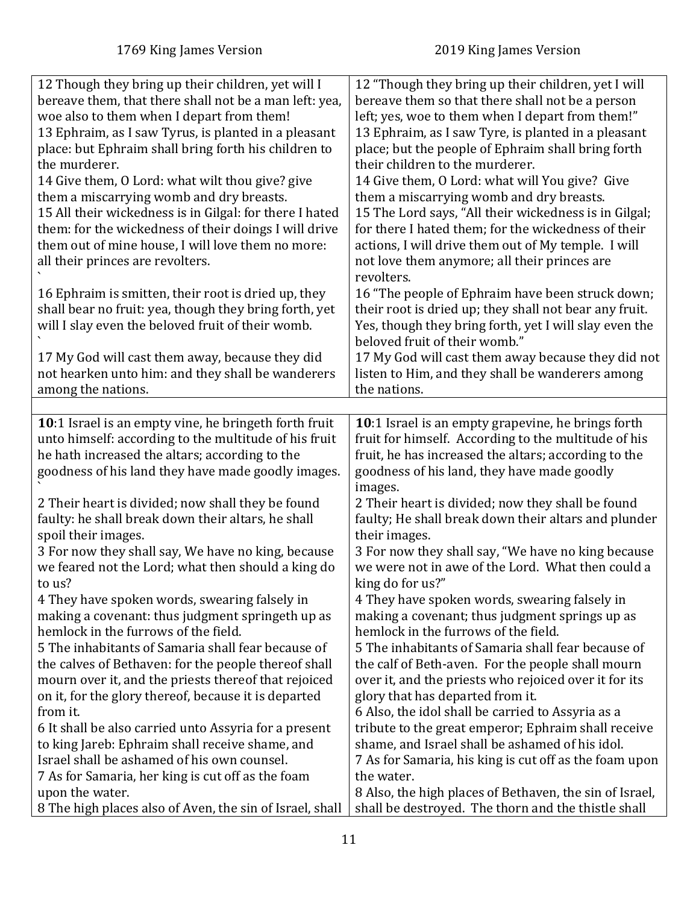| 1769 King James Version | 2019 King James Version |
| --- | --- |
| 12 Though they bring up their children, yet will I bereave them, that there shall not be a man left: yea, woe also to them when I depart from them!<br>13 Ephraim, as I saw Tyrus, is planted in a pleasant place: but Ephraim shall bring forth his children to the murderer.<br>14 Give them, O Lord: what wilt thou give? give them a miscarrying womb and dry breasts.<br>15 All their wickedness is in Gilgal: for there I hated them: for the wickedness of their doings I will drive them out of mine house, I will love them no more: all their princes are revolters.<br>`<br>16 Ephraim is smitten, their root is dried up, they shall bear no fruit: yea, though they bring forth, yet will I slay even the beloved fruit of their womb.<br>`<br>17 My God will cast them away, because they did not hearken unto him: and they shall be wanderers among the nations. | 12 "Though they bring up their children, yet I will bereave them so that there shall not be a person left; yes, woe to them when I depart from them!"<br>13 Ephraim, as I saw Tyre, is planted in a pleasant place; but the people of Ephraim shall bring forth their children to the murderer.<br>14 Give them, O Lord: what will You give? Give them a miscarrying womb and dry breasts.<br>15 The Lord says, "All their wickedness is in Gilgal; for there I hated them; for the wickedness of their actions, I will drive them out of My temple. I will not love them anymore; all their princes are revolters.<br>16 "The people of Ephraim have been struck down; their root is dried up; they shall not bear any fruit. Yes, though they bring forth, yet I will slay even the beloved fruit of their womb."<br>17 My God will cast them away because they did not listen to Him, and they shall be wanderers among the nations. |
| | |
| **10**:1 Israel is an empty vine, he bringeth forth fruit unto himself: according to the multitude of his fruit he hath increased the altars; according to the goodness of his land they have made goodly images.<br>`<br>2 Their heart is divided; now shall they be found faulty: he shall break down their altars, he shall spoil their images.<br>3 For now they shall say, We have no king, because we feared not the Lord; what then should a king do to us?<br>4 They have spoken words, swearing falsely in making a covenant: thus judgment springeth up as hemlock in the furrows of the field.<br>5 The inhabitants of Samaria shall fear because of the calves of Bethaven: for the people thereof shall mourn over it, and the priests thereof that rejoiced on it, for the glory thereof, because it is departed from it.<br>6 It shall be also carried unto Assyria for a present to king Jareb: Ephraim shall receive shame, and Israel shall be ashamed of his own counsel.<br>7 As for Samaria, her king is cut off as the foam upon the water.<br>8 The high places also of Aven, the sin of Israel, shall | **10**:1 Israel is an empty grapevine, he brings forth fruit for himself. According to the multitude of his fruit, he has increased the altars; according to the goodness of his land, they have made goodly images.<br>2 Their heart is divided; now they shall be found faulty; He shall break down their altars and plunder their images.<br>3 For now they shall say, "We have no king because we were not in awe of the Lord. What then could a king do for us?"<br>4 They have spoken words, swearing falsely in making a covenant; thus judgment springs up as hemlock in the furrows of the field.<br>5 The inhabitants of Samaria shall fear because of the calf of Beth-aven. For the people shall mourn over it, and the priests who rejoiced over it for its glory that has departed from it.<br>6 Also, the idol shall be carried to Assyria as a tribute to the great emperor; Ephraim shall receive shame, and Israel shall be ashamed of his idol.<br>7 As for Samaria, his king is cut off as the foam upon the water.<br>8 Also, the high places of Bethaven, the sin of Israel, shall be destroyed. The thorn and the thistle shall |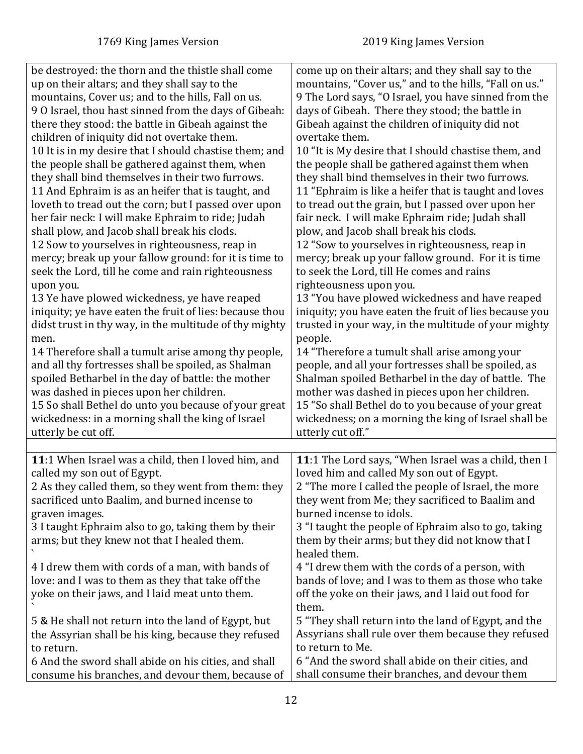| 1769 King James Version | 2019 King James Version |
|---|---|
| be destroyed: the thorn and the thistle shall come up on their altars; and they shall say to the mountains, Cover us; and to the hills, Fall on us.<br>9 O Israel, thou hast sinned from the days of Gibeah: there they stood: the battle in Gibeah against the children of iniquity did not overtake them.<br>10 It is in my desire that I should chastise them; and the people shall be gathered against them, when they shall bind themselves in their two furrows.<br>11 And Ephraim is as an heifer that is taught, and loveth to tread out the corn; but I passed over upon her fair neck: I will make Ephraim to ride; Judah shall plow, and Jacob shall break his clods.<br>12 Sow to yourselves in righteousness, reap in mercy; break up your fallow ground: for it is time to seek the Lord, till he come and rain righteousness upon you.<br>13 Ye have plowed wickedness, ye have reaped iniquity; ye have eaten the fruit of lies: because thou didst trust in thy way, in the multitude of thy mighty men.<br>14 Therefore shall a tumult arise among thy people, and all thy fortresses shall be spoiled, as Shalman spoiled Betharbel in the day of battle: the mother was dashed in pieces upon her children.<br>15 So shall Bethel do unto you because of your great wickedness: in a morning shall the king of Israel utterly be cut off. | come up on their altars; and they shall say to the mountains, "Cover us," and to the hills, "Fall on us."<br>9 The Lord says, "O Israel, you have sinned from the days of Gibeah. There they stood; the battle in Gibeah against the children of iniquity did not overtake them.<br>10 "It is My desire that I should chastise them, and the people shall be gathered against them when they shall bind themselves in their two furrows.<br>11 "Ephraim is like a heifer that is taught and loves to tread out the grain, but I passed over upon her fair neck. I will make Ephraim ride; Judah shall plow, and Jacob shall break his clods.<br>12 "Sow to yourselves in righteousness, reap in mercy; break up your fallow ground. For it is time to seek the Lord, till He comes and rains righteousness upon you.<br>13 "You have plowed wickedness and have reaped iniquity; you have eaten the fruit of lies because you trusted in your way, in the multitude of your mighty people.<br>14 "Therefore a tumult shall arise among your people, and all your fortresses shall be spoiled, as Shalman spoiled Betharbel in the day of battle. The mother was dashed in pieces upon her children.<br>15 "So shall Bethel do to you because of your great wickedness; on a morning the king of Israel shall be utterly cut off." |
| | |
| **11**:1 When Israel was a child, then I loved him, and called my son out of Egypt.<br>2 As they called them, so they went from them: they sacrificed unto Baalim, and burned incense to graven images.<br>3 I taught Ephraim also to go, taking them by their arms; but they knew not that I healed them.<br>`<br>4 I drew them with cords of a man, with bands of love: and I was to them as they that take off the yoke on their jaws, and I laid meat unto them.<br>`<br>5 & He shall not return into the land of Egypt, but the Assyrian shall be his king, because they refused to return.<br>6 And the sword shall abide on his cities, and shall consume his branches, and devour them, because of | **11**:1 The Lord says, "When Israel was a child, then I loved him and called My son out of Egypt.<br>2 "The more I called the people of Israel, the more they went from Me; they sacrificed to Baalim and burned incense to idols.<br>3 "I taught the people of Ephraim also to go, taking them by their arms; but they did not know that I healed them.<br>4 "I drew them with the cords of a person, with bands of love; and I was to them as those who take off the yoke on their jaws, and I laid out food for them.<br>5 "They shall return into the land of Egypt, and the Assyrians shall rule over them because they refused to return to Me.<br>6 "And the sword shall abide on their cities, and shall consume their branches, and devour them |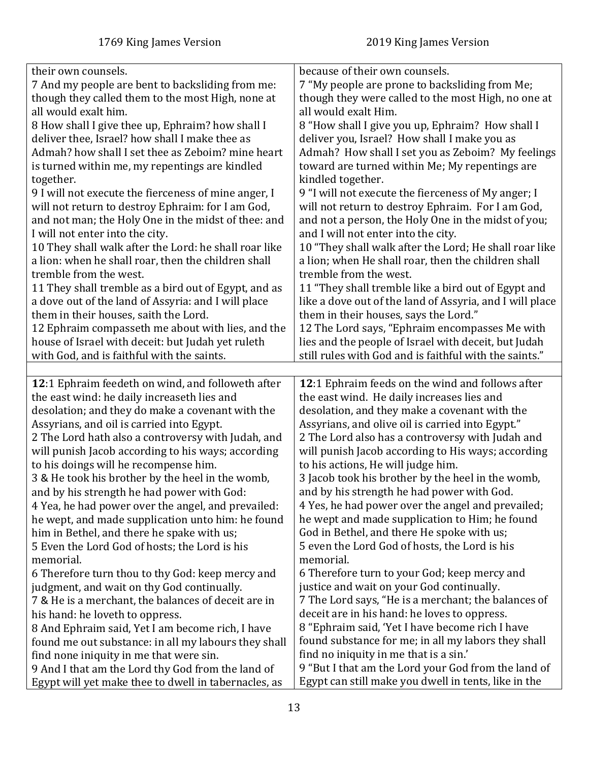| 1769 King James Version | 2019 King James Version |
|---|---|
| their own counsels.<br>7 And my people are bent to backsliding from me: though they called them to the most High, none at all would exalt him.<br>8 How shall I give thee up, Ephraim? how shall I deliver thee, Israel? how shall I make thee as Admah? how shall I set thee as Zeboim? mine heart is turned within me, my repentings are kindled together.<br>9 I will not execute the fierceness of mine anger, I will not return to destroy Ephraim: for I am God, and not man; the Holy One in the midst of thee: and I will not enter into the city.<br>10 They shall walk after the Lord: he shall roar like a lion: when he shall roar, then the children shall tremble from the west.<br>11 They shall tremble as a bird out of Egypt, and as a dove out of the land of Assyria: and I will place them in their houses, saith the Lord.<br>12 Ephraim compasseth me about with lies, and the house of Israel with deceit: but Judah yet ruleth with God, and is faithful with the saints. | because of their own counsels.<br>7 "My people are prone to backsliding from Me; though they were called to the most High, no one at all would exalt Him.<br>8 "How shall I give you up, Ephraim? How shall I deliver you, Israel? How shall I make you as Admah? How shall I set you as Zeboim? My feelings toward are turned within Me; My repentings are kindled together.<br>9 "I will not execute the fierceness of My anger; I will not return to destroy Ephraim. For I am God, and not a person, the Holy One in the midst of you; and I will not enter into the city.<br>10 "They shall walk after the Lord; He shall roar like a lion; when He shall roar, then the children shall tremble from the west.<br>11 "They shall tremble like a bird out of Egypt and like a dove out of the land of Assyria, and I will place them in their houses, says the Lord."<br>12 The Lord says, "Ephraim encompasses Me with lies and the people of Israel with deceit, but Judah still rules with God and is faithful with the saints." |
| | |
| **12**:1 Ephraim feedeth on wind, and followeth after the east wind: he daily increaseth lies and desolation; and they do make a covenant with the Assyrians, and oil is carried into Egypt.<br>2 The Lord hath also a controversy with Judah, and will punish Jacob according to his ways; according to his doings will he recompense him.<br>3 & He took his brother by the heel in the womb, and by his strength he had power with God:<br>4 Yea, he had power over the angel, and prevailed: he wept, and made supplication unto him: he found him in Bethel, and there he spake with us;<br>5 Even the Lord God of hosts; the Lord is his memorial.<br>6 Therefore turn thou to thy God: keep mercy and judgment, and wait on thy God continually.<br>7 & He is a merchant, the balances of deceit are in his hand: he loveth to oppress.<br>8 And Ephraim said, Yet I am become rich, I have found me out substance: in all my labours they shall find none iniquity in me that were sin.<br>9 And I that am the Lord thy God from the land of Egypt will yet make thee to dwell in tabernacles, as | **12**:1 Ephraim feeds on the wind and follows after the east wind. He daily increases lies and desolation, and they make a covenant with the Assyrians, and olive oil is carried into Egypt."<br>2 The Lord also has a controversy with Judah and will punish Jacob according to His ways; according to his actions, He will judge him.<br>3 Jacob took his brother by the heel in the womb, and by his strength he had power with God.<br>4 Yes, he had power over the angel and prevailed; he wept and made supplication to Him; he found God in Bethel, and there He spoke with us;<br>5 even the Lord God of hosts, the Lord is his memorial.<br>6 Therefore turn to your God; keep mercy and justice and wait on your God continually.<br>7 The Lord says, "He is a merchant; the balances of deceit are in his hand: he loves to oppress.<br>8 "Ephraim said, 'Yet I have become rich I have found substance for me; in all my labors they shall find no iniquity in me that is a sin.'<br>9 "But I that am the Lord your God from the land of Egypt can still make you dwell in tents, like in the |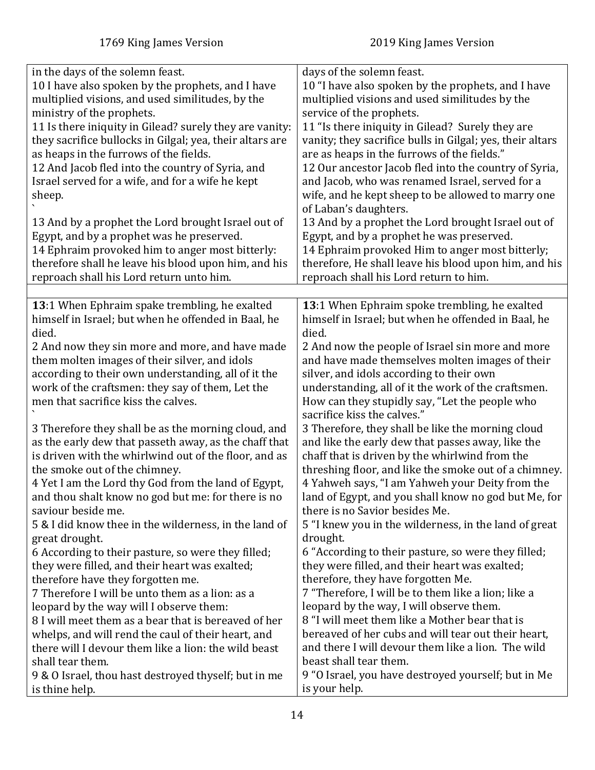| 1769 King James Version | 2019 King James Version |
|---|---|
| in the days of the solemn feast.<br>10 I have also spoken by the prophets, and I have multiplied visions, and used similitudes, by the ministry of the prophets.<br>11 Is there iniquity in Gilead? surely they are vanity: they sacrifice bullocks in Gilgal; yea, their altars are as heaps in the furrows of the fields.<br>12 And Jacob fled into the country of Syria, and Israel served for a wife, and for a wife he kept sheep.<br>`<br>13 And by a prophet the Lord brought Israel out of Egypt, and by a prophet was he preserved.<br>14 Ephraim provoked him to anger most bitterly: therefore shall he leave his blood upon him, and his reproach shall his Lord return unto him. | days of the solemn feast.<br>10 "I have also spoken by the prophets, and I have multiplied visions and used similitudes by the service of the prophets.<br>11 "Is there iniquity in Gilead? Surely they are vanity; they sacrifice bulls in Gilgal; yes, their altars are as heaps in the furrows of the fields."<br>12 Our ancestor Jacob fled into the country of Syria, and Jacob, who was renamed Israel, served for a wife, and he kept sheep to be allowed to marry one of Laban's daughters.<br>13 And by a prophet the Lord brought Israel out of Egypt, and by a prophet he was preserved.<br>14 Ephraim provoked Him to anger most bitterly; therefore, He shall leave his blood upon him, and his reproach shall his Lord return to him. |
| | |
| **13**:1 When Ephraim spake trembling, he exalted himself in Israel; but when he offended in Baal, he died.<br>2 And now they sin more and more, and have made them molten images of their silver, and idols according to their own understanding, all of it the work of the craftsmen: they say of them, Let the men that sacrifice kiss the calves.<br>`<br>3 Therefore they shall be as the morning cloud, and as the early dew that passeth away, as the chaff that is driven with the whirlwind out of the floor, and as the smoke out of the chimney.<br>4 Yet I am the Lord thy God from the land of Egypt, and thou shalt know no god but me: for there is no saviour beside me.<br>5 & I did know thee in the wilderness, in the land of great drought.<br>6 According to their pasture, so were they filled; they were filled, and their heart was exalted; therefore have they forgotten me.<br>7 Therefore I will be unto them as a lion: as a leopard by the way will I observe them:<br>8 I will meet them as a bear that is bereaved of her whelps, and will rend the caul of their heart, and there will I devour them like a lion: the wild beast shall tear them.<br>9 & O Israel, thou hast destroyed thyself; but in me is thine help. | **13**:1 When Ephraim spoke trembling, he exalted himself in Israel; but when he offended in Baal, he died.<br>2 And now the people of Israel sin more and more and have made themselves molten images of their silver, and idols according to their own understanding, all of it the work of the craftsmen. How can they stupidly say, "Let the people who sacrifice kiss the calves."<br>3 Therefore, they shall be like the morning cloud and like the early dew that passes away, like the chaff that is driven by the whirlwind from the threshing floor, and like the smoke out of a chimney.<br>4 Yahweh says, "I am Yahweh your Deity from the land of Egypt, and you shall know no god but Me, for there is no Savior besides Me.<br>5 "I knew you in the wilderness, in the land of great drought.<br>6 "According to their pasture, so were they filled; they were filled, and their heart was exalted; therefore, they have forgotten Me.<br>7 "Therefore, I will be to them like a lion; like a leopard by the way, I will observe them.<br>8 "I will meet them like a Mother bear that is bereaved of her cubs and will tear out their heart, and there I will devour them like a lion. The wild beast shall tear them.<br>9 "O Israel, you have destroyed yourself; but in Me is your help. |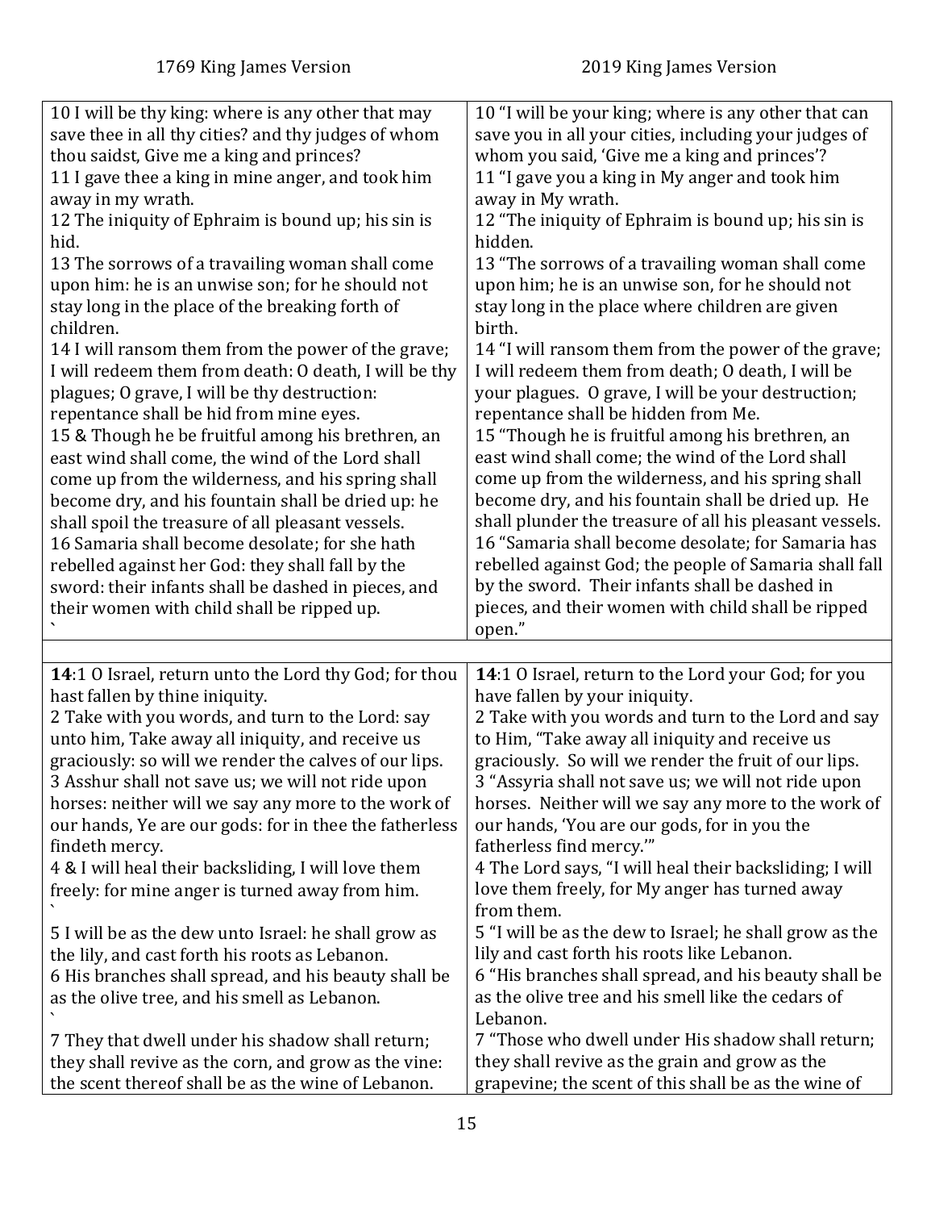| 1769 King James Version | 2019 King James Version |
|---|---|
| 10 I will be thy king: where is any other that may save thee in all thy cities? and thy judges of whom thou saidst, Give me a king and princes? 11 I gave thee a king in mine anger, and took him away in my wrath. 12 The iniquity of Ephraim is bound up; his sin is hid. 13 The sorrows of a travailing woman shall come upon him: he is an unwise son; for he should not stay long in the place of the breaking forth of children. 14 I will ransom them from the power of the grave; I will redeem them from death: O death, I will be thy plagues; O grave, I will be thy destruction: repentance shall be hid from mine eyes. 15 & Though he be fruitful among his brethren, an east wind shall come, the wind of the Lord shall come up from the wilderness, and his spring shall become dry, and his fountain shall be dried up: he shall spoil the treasure of all pleasant vessels. 16 Samaria shall become desolate; for she hath rebelled against her God: they shall fall by the sword: their infants shall be dashed in pieces, and their women with child shall be ripped up. ` | 10 "I will be your king; where is any other that can save you in all your cities, including your judges of whom you said, 'Give me a king and princes'? 11 "I gave you a king in My anger and took him away in My wrath. 12 "The iniquity of Ephraim is bound up; his sin is hidden. 13 "The sorrows of a travailing woman shall come upon him; he is an unwise son, for he should not stay long in the place where children are given birth. 14 "I will ransom them from the power of the grave; I will redeem them from death; O death, I will be your plagues. O grave, I will be your destruction; repentance shall be hidden from Me. 15 "Though he is fruitful among his brethren, an east wind shall come; the wind of the Lord shall come up from the wilderness, and his spring shall become dry, and his fountain shall be dried up. He shall plunder the treasure of all his pleasant vessels. 16 "Samaria shall become desolate; for Samaria has rebelled against God; the people of Samaria shall fall by the sword. Their infants shall be dashed in pieces, and their women with child shall be ripped open." |
| | |
| **14**:1 O Israel, return unto the Lord thy God; for thou hast fallen by thine iniquity. 2 Take with you words, and turn to the Lord: say unto him, Take away all iniquity, and receive us graciously: so will we render the calves of our lips. 3 Asshur shall not save us; we will not ride upon horses: neither will we say any more to the work of our hands, Ye are our gods: for in thee the fatherless findeth mercy. 4 & I will heal their backsliding, I will love them freely: for mine anger is turned away from him. ` 5 I will be as the dew unto Israel: he shall grow as the lily, and cast forth his roots as Lebanon. 6 His branches shall spread, and his beauty shall be as the olive tree, and his smell as Lebanon. ` 7 They that dwell under his shadow shall return; they shall revive as the corn, and grow as the vine: the scent thereof shall be as the wine of Lebanon. | **14**:1 O Israel, return to the Lord your God; for you have fallen by your iniquity. 2 Take with you words and turn to the Lord and say to Him, "Take away all iniquity and receive us graciously. So will we render the fruit of our lips. 3 "Assyria shall not save us; we will not ride upon horses. Neither will we say any more to the work of our hands, 'You are our gods, for in you the fatherless find mercy.'" 4 The Lord says, "I will heal their backsliding; I will love them freely, for My anger has turned away from them. 5 "I will be as the dew to Israel; he shall grow as the lily and cast forth his roots like Lebanon. 6 "His branches shall spread, and his beauty shall be as the olive tree and his smell like the cedars of Lebanon. 7 "Those who dwell under His shadow shall return; they shall revive as the grain and grow as the grapevine; the scent of this shall be as the wine of |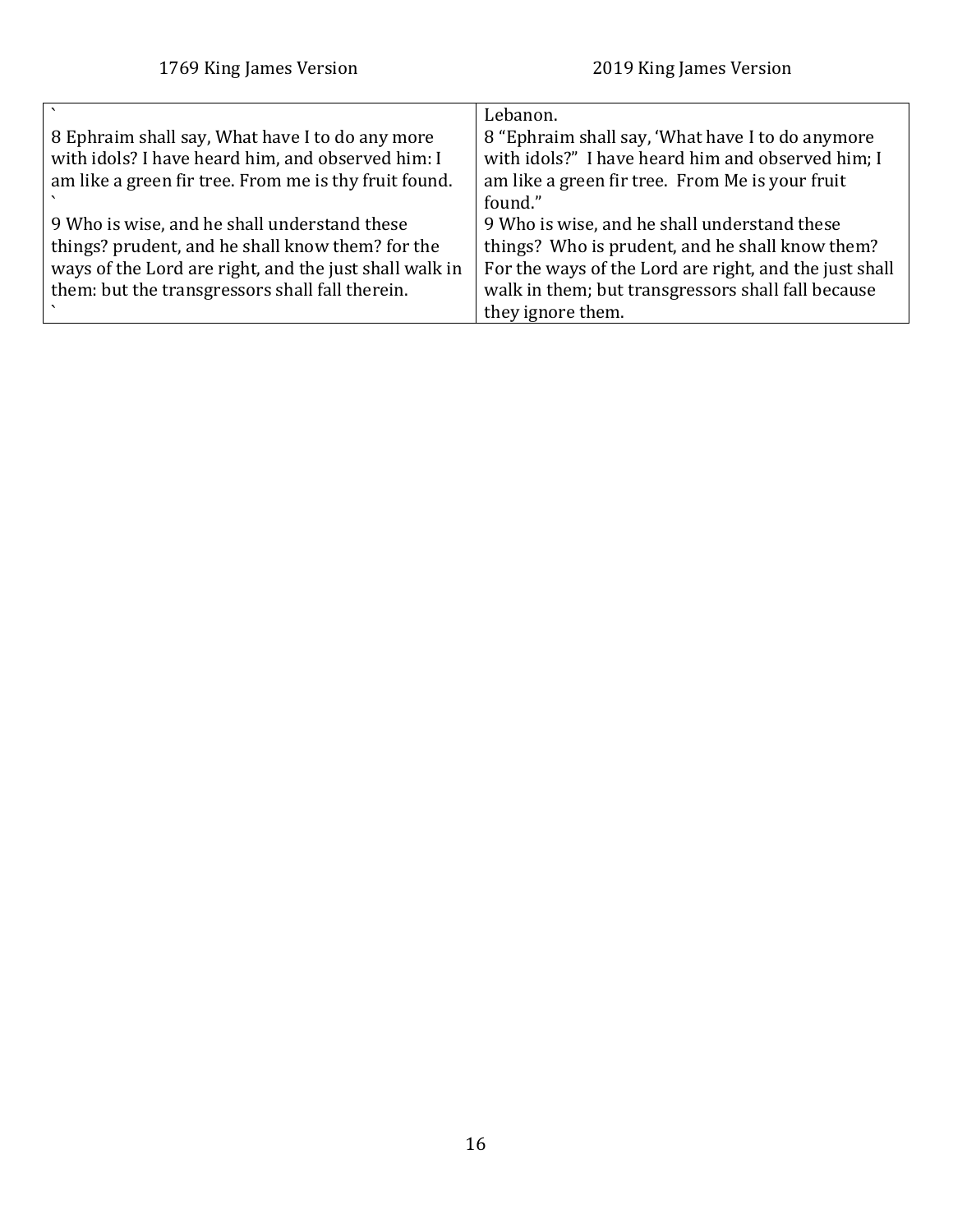| 1769 King James Version | 2019 King James Version |
|---|---|
| ` | Lebanon. |
| 8 Ephraim shall say, What have I to do any more with idols? I have heard him, and observed him: I am like a green fir tree. From me is thy fruit found.<br>` | 8 “Ephraim shall say, ‘What have I to do anymore with idols?” I have heard him and observed him; I am like a green fir tree. From Me is your fruit found.” |
| 9 Who is wise, and he shall understand these things? prudent, and he shall know them? for the ways of the Lord are right, and the just shall walk in them: but the transgressors shall fall therein.<br>` | 9 Who is wise, and he shall understand these things? Who is prudent, and he shall know them? For the ways of the Lord are right, and the just shall walk in them; but transgressors shall fall because they ignore them. |